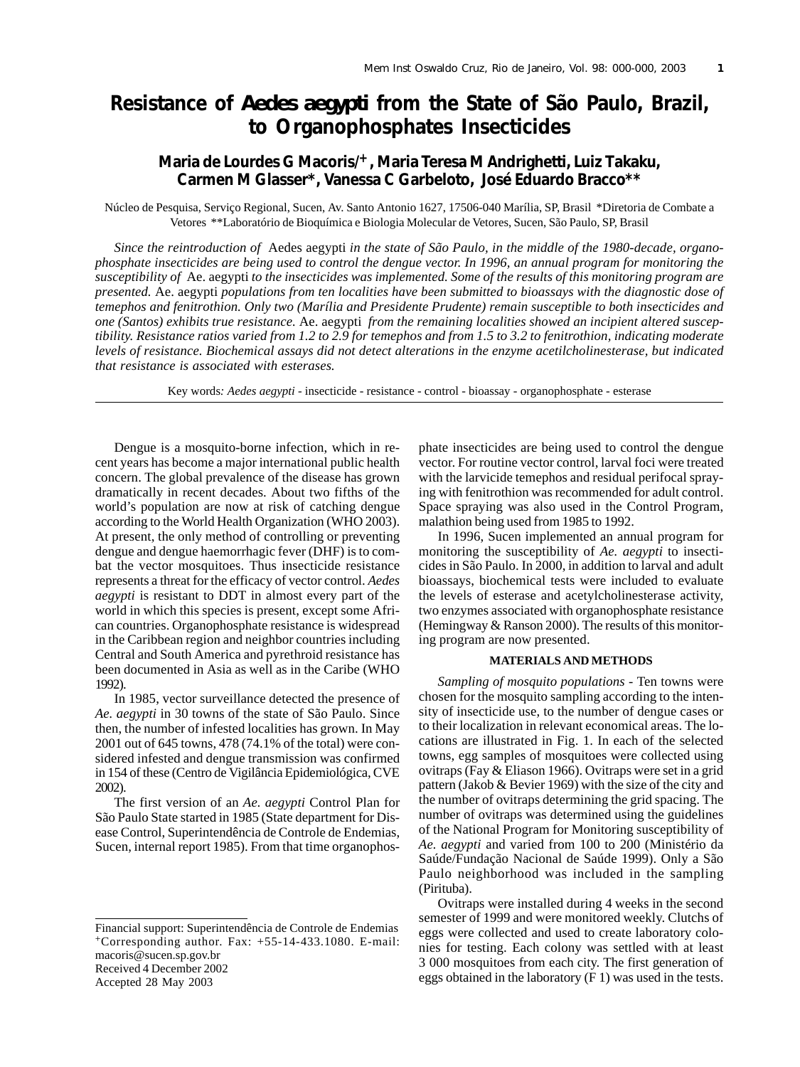# Resistance of *Aedes aegypti* from the State of São Paulo, Brazil, to Organophosphates Insecticides

**Maria de Lourdes G Macoris/+, Maria Teresa M Andrighetti, Luiz Takaku, Carmen M Glasser\*, Vanessa C Garbeloto, José Eduardo Bracco\*\***

Núcleo de Pesquisa, Serviço Regional, Sucen, Av. Santo Antonio 1627, 17506-040 Marília, SP, Brasil *Diretoria de Combate a Vetores **Laboratório de Bioquímica e Biologia Molecular de Vetores, Sucen, São Paulo, SP, Brasil

*Since the reintroduction of* Aedes aegypti *in the state of São Paulo, in the middle of the 1980-decade, organophosphate insecticides are being used to control the dengue vector. In 1996, an annual program for monitoring the susceptibility of* Ae. aegypti *to the insecticides was implemented. Some of the results of this monitoring program are presented.* Ae. aegypti *populations from ten localities have been submitted to bioassays with the diagnostic dose of temephos and fenitrothion. Only two (Marília and Presidente Prudente) remain susceptible to both insecticides and one (Santos) exhibits true resistance.* Ae. aegypti *from the remaining localities showed an incipient altered susceptibility. Resistance ratios varied from 1.2 to 2.9 for temephos and from 1.5 to 3.2 to fenitrothion, indicating moderate levels of resistance. Biochemical assays did not detect alterations in the enzyme acetilcholinesterase, but indicated that resistance is associated with esterases.*

Key words*: Aedes aegypti* - insecticide - resistance - control - bioassay - organophosphate - esterase

Dengue is a mosquito-borne infection, which in recent years has become a major international public health concern. The global prevalence of the disease has grown dramatically in recent decades. About two fifths of the world's population are now at risk of catching dengue according to the World Health Organization (WHO 2003). At present, the only method of controlling or preventing dengue and dengue haemorrhagic fever (DHF) is to combat the vector mosquitoes. Thus insecticide resistance represents a threat for the efficacy of vector control. *Aedes aegypti* is resistant to DDT in almost every part of the world in which this species is present, except some African countries. Organophosphate resistance is widespread in the Caribbean region and neighbor countries including Central and South America and pyrethroid resistance has been documented in Asia as well as in the Caribe (WHO 1992).

In 1985, vector surveillance detected the presence of *Ae. aegypti* in 30 towns of the state of São Paulo. Since then, the number of infested localities has grown. In May 2001 out of 645 towns, 478 (74.1% of the total) were considered infested and dengue transmission was confirmed in 154 of these (Centro de Vigilância Epidemiológica, CVE 2002).

The first version of an *Ae. aegypti* Control Plan for São Paulo State started in 1985 (State department for Disease Control, Superintendência de Controle de Endemias, Sucen, internal report 1985). From that time organophosphate insecticides are being used to control the dengue vector. For routine vector control, larval foci were treated with the larvicide temephos and residual perifocal spraying with fenitrothion was recommended for adult control. Space spraying was also used in the Control Program, malathion being used from 1985 to 1992.

In 1996, Sucen implemented an annual program for monitoring the susceptibility of *Ae. aegypti* to insecticides in São Paulo. In 2000, in addition to larval and adult bioassays, biochemical tests were included to evaluate the levels of esterase and acetylcholinesterase activity, two enzymes associated with organophosphate resistance (Hemingway & Ranson 2000). The results of this monitoring program are now presented.

## MATERIALS AND METHODS

*Sampling of mosquito populations* - Ten towns were chosen for the mosquito sampling according to the intensity of insecticide use, to the number of dengue cases or to their localization in relevant economical areas. The locations are illustrated in Fig. 1. In each of the selected towns, egg samples of mosquitoes were collected using ovitraps (Fay & Eliason 1966). Ovitraps were set in a grid pattern (Jakob & Bevier 1969) with the size of the city and the number of ovitraps determining the grid spacing. The number of ovitraps was determined using the guidelines of the National Program for Monitoring susceptibility of *Ae. aegypti* and varied from 100 to 200 (Ministério da Saúde/Fundação Nacional de Saúde 1999). Only a São Paulo neighborhood was included in the sampling (Pirituba).

Ovitraps were installed during 4 weeks in the second semester of 1999 and were monitored weekly. Clutchs of eggs were collected and used to create laboratory colonies for testing. Each colony was settled with at least 3 000 mosquitoes from each city. The first generation of eggs obtained in the laboratory (F 1) was used in the tests.

Financial support: Superintendência de Controle de Endemias
+Corresponding author. Fax: +55-14-433.1080. E-mail: macoris@sucen.sp.gov.br
Received 4 December 2002
Accepted 28 May 2003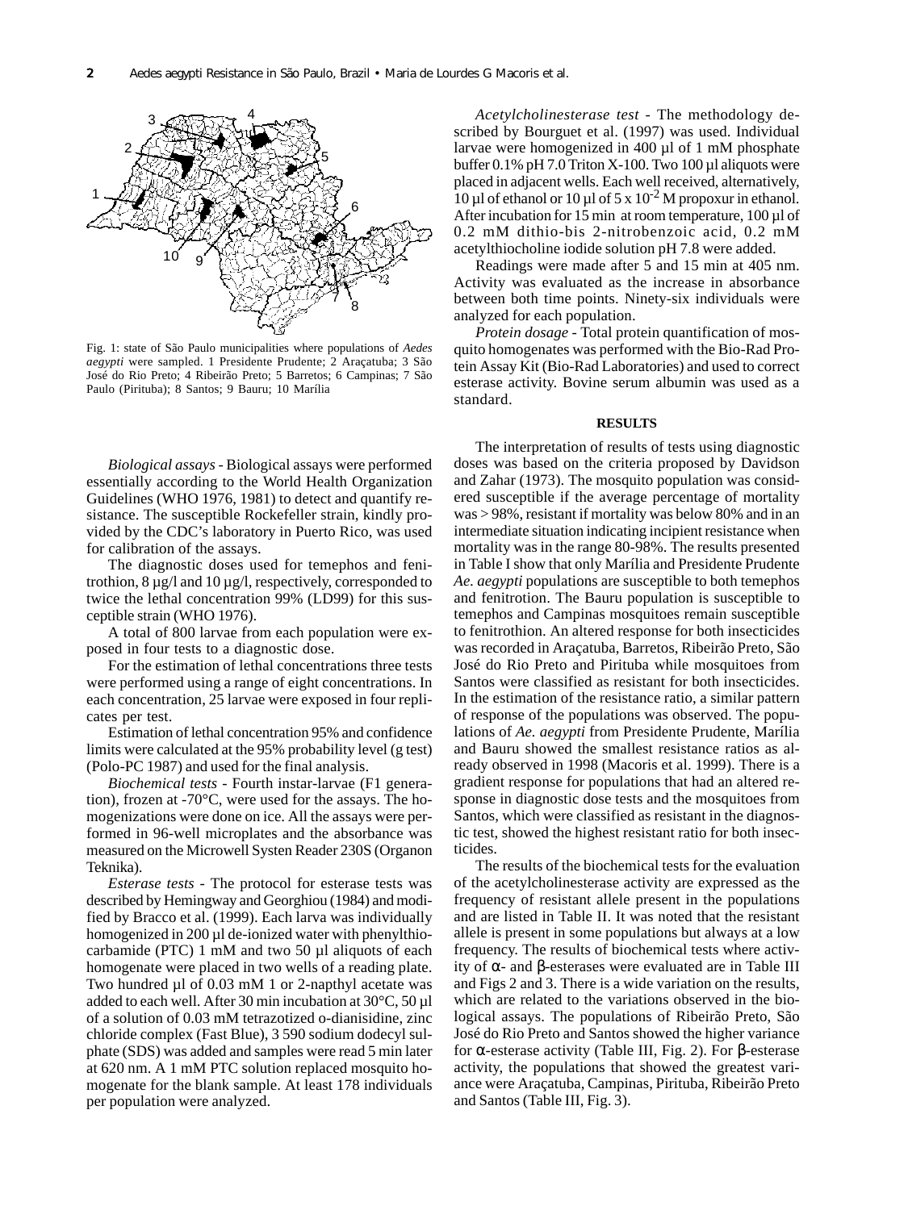Fig. 1: state of São Paulo municipalities where populations of *Aedes aegypti* were sampled. 1 Presidente Prudente; 2 Araçatuba; 3 São José do Rio Preto; 4 Ribeirão Preto; 5 Barretos; 6 Campinas; 7 São Paulo (Pirituba); 8 Santos; 9 Bauru; 10 Marília

*Biological assays* - Biological assays were performed essentially according to the World Health Organization Guidelines (WHO 1976, 1981) to detect and quantify resistance. The susceptible Rockefeller strain, kindly provided by the CDC's laboratory in Puerto Rico, was used for calibration of the assays.

The diagnostic doses used for temephos and fenitrothion, 8 µg/l and 10 µg/l, respectively, corresponded to twice the lethal concentration 99% (LD99) for this susceptible strain (WHO 1976).

A total of 800 larvae from each population were exposed in four tests to a diagnostic dose.

For the estimation of lethal concentrations three tests were performed using a range of eight concentrations. In each concentration, 25 larvae were exposed in four replicates per test.

Estimation of lethal concentration 95% and confidence limits were calculated at the 95% probability level (g test) (Polo-PC 1987) and used for the final analysis.

*Biochemical tests* - Fourth instar-larvae (F1 generation), frozen at -70°C, were used for the assays. The homogenizations were done on ice. All the assays were performed in 96-well microplates and the absorbance was measured on the Microwell Systen Reader 230S (Organon Teknika).

*Esterase tests* - The protocol for esterase tests was described by Hemingway and Georghiou (1984) and modified by Bracco et al. (1999). Each larva was individually homogenized in 200 µl de-ionized water with phenylthiocarbamide (PTC) 1 mM and two 50 µl aliquots of each homogenate were placed in two wells of a reading plate. Two hundred µl of 0.03 mM 1 or 2-napthyl acetate was added to each well. After 30 min incubation at 30°C, 50 µl of a solution of 0.03 mM tetrazotized o-dianisidine, zinc chloride complex (Fast Blue), 3 590 sodium dodecyl sulphate (SDS) was added and samples were read 5 min later at 620 nm. A 1 mM PTC solution replaced mosquito homogenate for the blank sample. At least 178 individuals per population were analyzed.

*Acetylcholinesterase test* - The methodology described by Bourguet et al. (1997) was used. Individual larvae were homogenized in 400 µl of 1 mM phosphate buffer 0.1% pH 7.0 Triton X-100. Two 100 µl aliquots were placed in adjacent wells. Each well received, alternatively, 10 µl of ethanol or 10 µl of 5 x $10^{-2}$ M propoxur in ethanol. After incubation for 15 min at room temperature, 100 µl of 0.2 mM dithio-bis 2-nitrobenzoic acid, 0.2 mM acetylthiocholine iodide solution pH 7.8 were added.

Readings were made after 5 and 15 min at 405 nm. Activity was evaluated as the increase in absorbance between both time points. Ninety-six individuals were analyzed for each population.

*Protein dosage* - Total protein quantification of mosquito homogenates was performed with the Bio-Rad Protein Assay Kit (Bio-Rad Laboratories) and used to correct esterase activity. Bovine serum albumin was used as a standard.

## RESULTS

The interpretation of results of tests using diagnostic doses was based on the criteria proposed by Davidson and Zahar (1973). The mosquito population was considered susceptible if the average percentage of mortality was > 98%, resistant if mortality was below 80% and in an intermediate situation indicating incipient resistance when mortality was in the range 80-98%. The results presented in Table I show that only Marília and Presidente Prudente *Ae. aegypti* populations are susceptible to both temephos and fenitrotion. The Bauru population is susceptible to temephos and Campinas mosquitoes remain susceptible to fenitrothion. An altered response for both insecticides was recorded in Araçatuba, Barretos, Ribeirão Preto, São José do Rio Preto and Pirituba while mosquitoes from Santos were classified as resistant for both insecticides. In the estimation of the resistance ratio, a similar pattern of response of the populations was observed. The populations of *Ae. aegypti* from Presidente Prudente, Marília and Bauru showed the smallest resistance ratios as already observed in 1998 (Macoris et al. 1999). There is a gradient response for populations that had an altered response in diagnostic dose tests and the mosquitoes from Santos, which were classified as resistant in the diagnostic test, showed the highest resistant ratio for both insecticides.

The results of the biochemical tests for the evaluation of the acetylcholinesterase activity are expressed as the frequency of resistant allele present in the populations and are listed in Table II. It was noted that the resistant allele is present in some populations but always at a low frequency. The results of biochemical tests where activity of α- and β-esterases were evaluated are in Table III and Figs 2 and 3. There is a wide variation on the results, which are related to the variations observed in the biological assays. The populations of Ribeirão Preto, São José do Rio Preto and Santos showed the higher variance for α-esterase activity (Table III, Fig. 2). For β-esterase activity, the populations that showed the greatest variance were Araçatuba, Campinas, Pirituba, Ribeirão Preto and Santos (Table III, Fig. 3).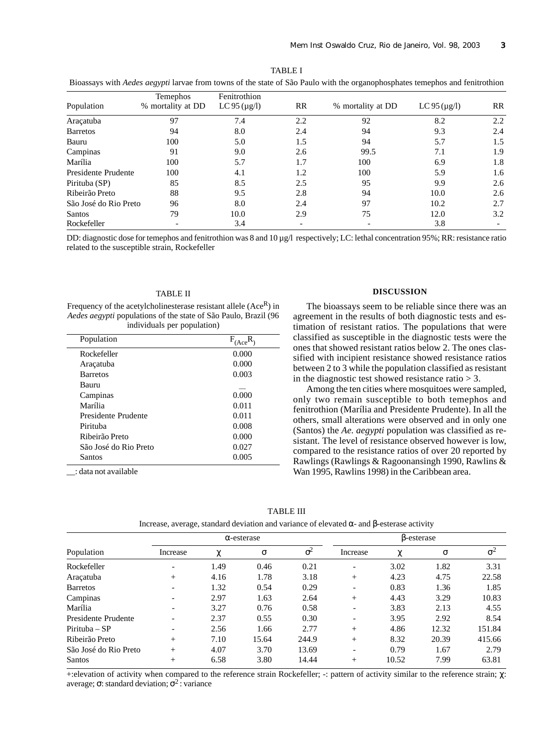TABLE I

Bioassays with *Aedes aegypti* larvae from towns of the state of São Paulo with the organophosphates temephos and fenitrothion

| Population | Temephos % mortality at DD | Fenitrothion LC 95 (µg/l) | RR | % mortality at DD | LC 95 (µg/l) | RR |
|---|---|---|---|---|---|---|
| Araçatuba | 97 | 7.4 | 2.2 | 92 | 8.2 | 2.2 |
| Barretos | 94 | 8.0 | 2.4 | 94 | 9.3 | 2.4 |
| Bauru | 100 | 5.0 | 1.5 | 94 | 5.7 | 1.5 |
| Campinas | 91 | 9.0 | 2.6 | 99.5 | 7.1 | 1.9 |
| Marília | 100 | 5.7 | 1.7 | 100 | 6.9 | 1.8 |
| Presidente Prudente | 100 | 4.1 | 1.2 | 100 | 5.9 | 1.6 |
| Pirituba (SP) | 85 | 8.5 | 2.5 | 95 | 9.9 | 2.6 |
| Ribeirão Preto | 88 | 9.5 | 2.8 | 94 | 10.0 | 2.6 |
| São José do Rio Preto | 96 | 8.0 | 2.4 | 97 | 10.2 | 2.7 |
| Santos | 79 | 10.0 | 2.9 | 75 | 12.0 | 3.2 |
| Rockefeller | - | 3.4 | - | - | 3.8 | - |

DD: diagnostic dose for temephos and fenitrothion was 8 and 10 µg/l respectively; LC: lethal concentration 95%; RR: resistance ratio related to the susceptible strain, Rockefeller

TABLE II

Frequency of the acetylcholinesterase resistant allele ($Ace^R$) in *Aedes aegypti* populations of the state of São Paulo, Brazil (96 individuals per population)

| Population | $F_{(Ace^R)}$ |
|---|---|
| Rockefeller | 0.000 |
| Araçatuba | 0.000 |
| Barretos | 0.003 |
| Bauru | __ |
| Campinas | 0.000 |
| Marília | 0.011 |
| Presidente Prudente | 0.011 |
| Pirituba | 0.008 |
| Ribeirão Preto | 0.000 |
| São José do Rio Preto | 0.027 |
| Santos | 0.005 |

__: data not available

## DISCUSSION

The bioassays seem to be reliable since there was an agreement in the results of both diagnostic tests and estimation of resistant ratios. The populations that were classified as susceptible in the diagnostic tests were the ones that showed resistant ratios below 2. The ones classified with incipient resistance showed resistance ratios between 2 to 3 while the population classified as resistant in the diagnostic test showed resistance ratio > 3.

Among the ten cities where mosquitoes were sampled, only two remain susceptible to both temephos and fenitrothion (Marília and Presidente Prudente). In all the others, small alterations were observed and in only one (Santos) the *Ae. aegypti* population was classified as resistant. The level of resistance observed however is low, compared to the resistance ratios of over 20 reported by Rawlings (Rawlings & Ragoonansingh 1990, Rawlins & Wan 1995, Rawlins 1998) in the Caribbean area.

TABLE III

Increase, average, standard deviation and variance of elevated α- and β-esterase activity

| Population | α-esterase | | | | β-esterase | | | |
|---|---|---|---|---|---|---|---|---|
| | Increase | χ | σ | $\sigma^2$ | Increase | χ | σ | $\sigma^2$ |
| Rockefeller | - | 1.49 | 0.46 | 0.21 | - | 3.02 | 1.82 | 3.31 |
| Araçatuba | + | 4.16 | 1.78 | 3.18 | + | 4.23 | 4.75 | 22.58 |
| Barretos | - | 1.32 | 0.54 | 0.29 | - | 0.83 | 1.36 | 1.85 |
| Campinas | - | 2.97 | 1.63 | 2.64 | + | 4.43 | 3.29 | 10.83 |
| Marília | - | 3.27 | 0.76 | 0.58 | - | 3.83 | 2.13 | 4.55 |
| Presidente Prudente | - | 2.37 | 0.55 | 0.30 | - | 3.95 | 2.92 | 8.54 |
| Pirituba – SP | - | 2.56 | 1.66 | 2.77 | + | 4.86 | 12.32 | 151.84 |
| Ribeirão Preto | + | 7.10 | 15.64 | 244.9 | + | 8.32 | 20.39 | 415.66 |
| São José do Rio Preto | + | 4.07 | 3.70 | 13.69 | - | 0.79 | 1.67 | 2.79 |
| Santos | + | 6.58 | 3.80 | 14.44 | + | 10.52 | 7.99 | 63.81 |

+:elevation of activity when compared to the reference strain Rockefeller; -: pattern of activity similar to the reference strain; χ: average; σ: standard deviation; $\sigma^2$ : variance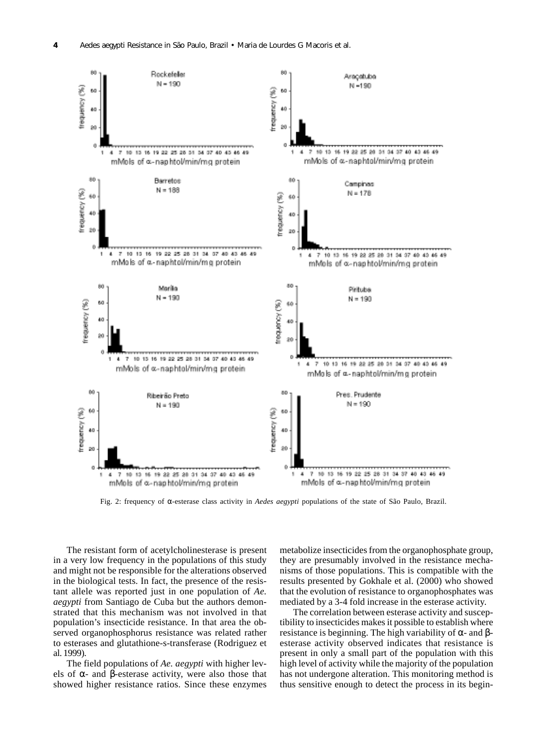Fig. 2: frequency of α-esterase class activity in *Aedes aegypti* populations of the state of São Paulo, Brazil.

The resistant form of acetylcholinesterase is present in a very low frequency in the populations of this study and might not be responsible for the alterations observed in the biological tests. In fact, the presence of the resistant allele was reported just in one population of *Ae. aegypti* from Santiago de Cuba but the authors demonstrated that this mechanism was not involved in that population's insecticide resistance. In that area the observed organophosphorus resistance was related rather to esterases and glutathione-s-transferase (Rodriguez et al. 1999).

The field populations of *Ae. aegypti* with higher levels of α- and β-esterase activity, were also those that showed higher resistance ratios. Since these enzymes metabolize insecticides from the organophosphate group, they are presumably involved in the resistance mechanisms of those populations. This is compatible with the results presented by Gokhale et al. (2000) who showed that the evolution of resistance to organophosphates was mediated by a 3-4 fold increase in the esterase activity.

The correlation between esterase activity and susceptibility to insecticides makes it possible to establish where resistance is beginning. The high variability of α- and β-esterase activity observed indicates that resistance is present in only a small part of the population with this high level of activity while the majority of the population has not undergone alteration. This monitoring method is thus sensitive enough to detect the process in its begin-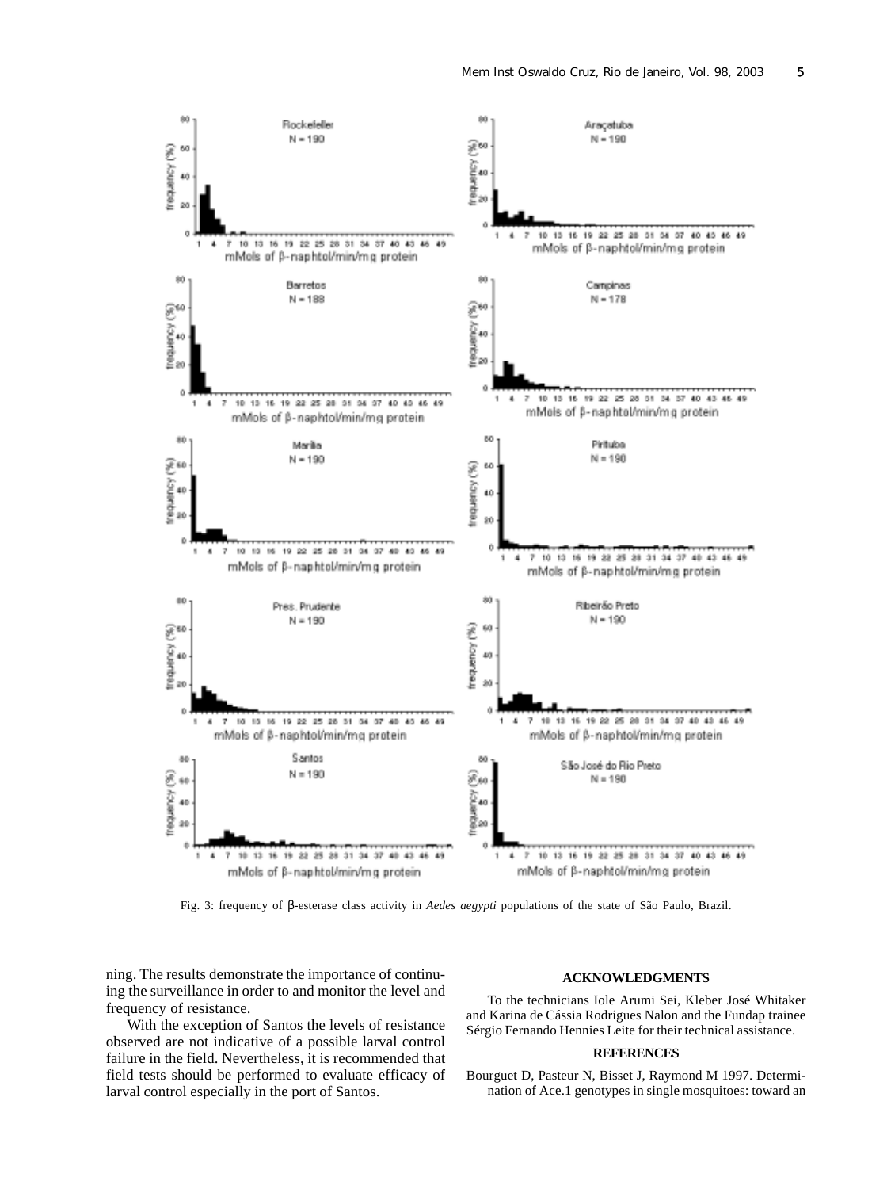Fig. 3: frequency of β-esterase class activity in *Aedes aegypti* populations of the state of São Paulo, Brazil.

ning. The results demonstrate the importance of continuing the surveillance in order to and monitor the level and frequency of resistance.

With the exception of Santos the levels of resistance observed are not indicative of a possible larval control failure in the field. Nevertheless, it is recommended that field tests should be performed to evaluate efficacy of larval control especially in the port of Santos.

## ACKNOWLEDGMENTS

To the technicians Iole Arumi Sei, Kleber José Whitaker and Karina de Cássia Rodrigues Nalon and the Fundap trainee Sérgio Fernando Hennies Leite for their technical assistance.

## REFERENCES

Bourguet D, Pasteur N, Bisset J, Raymond M 1997. Determination of Ace.1 genotypes in single mosquitoes: toward an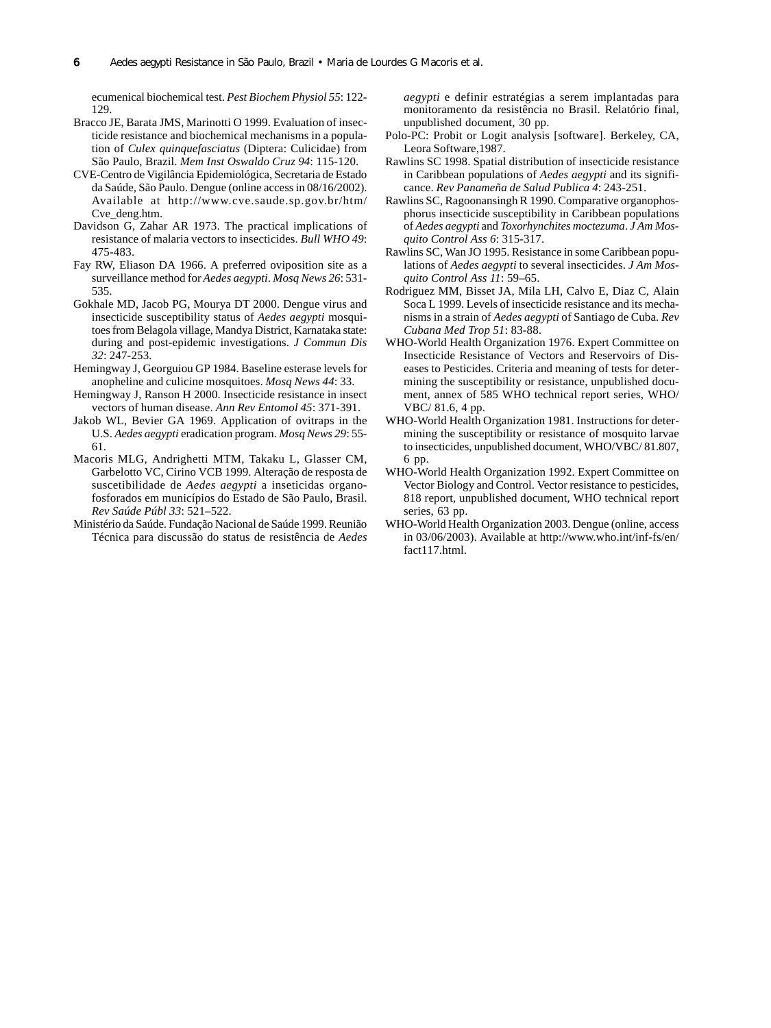ecumenical biochemical test. *Pest Biochem Physiol 55*: 122-129.

Bracco JE, Barata JMS, Marinotti O 1999. Evaluation of insecticide resistance and biochemical mechanisms in a population of *Culex quinquefasciatus* (Diptera: Culicidae) from São Paulo, Brazil. *Mem Inst Oswaldo Cruz 94*: 115-120.

CVE-Centro de Vigilância Epidemiológica, Secretaria de Estado da Saúde, São Paulo. Dengue (online access in 08/16/2002). Available at http://www.cve.saude.sp.gov.br/htm/Cve_deng.htm.

Davidson G, Zahar AR 1973. The practical implications of resistance of malaria vectors to insecticides. *Bull WHO 49*: 475-483.

Fay RW, Eliason DA 1966. A preferred oviposition site as a surveillance method for *Aedes aegypti*. *Mosq News 26*: 531-535.

Gokhale MD, Jacob PG, Mourya DT 2000. Dengue virus and insecticide susceptibility status of *Aedes aegypti* mosquitoes from Belagola village, Mandya District, Karnataka state: during and post-epidemic investigations. *J Commun Dis 32*: 247-253.

Hemingway J, Georguiou GP 1984. Baseline esterase levels for anopheline and culicine mosquitoes. *Mosq News 44*: 33.

Hemingway J, Ranson H 2000. Insecticide resistance in insect vectors of human disease. *Ann Rev Entomol 45*: 371-391.

Jakob WL, Bevier GA 1969. Application of ovitraps in the U.S. *Aedes aegypti* eradication program. *Mosq News 29*: 55-61.

Macoris MLG, Andrighetti MTM, Takaku L, Glasser CM, Garbelotto VC, Cirino VCB 1999. Alteração de resposta de suscetibilidade de *Aedes aegypti* a inseticidas organofosforados em municípios do Estado de São Paulo, Brasil. *Rev Saúde Públ 33*: 521–522.

Ministério da Saúde. Fundação Nacional de Saúde 1999. Reunião Técnica para discussão do status de resistência de *Aedes aegypti* e definir estratégias a serem implantadas para monitoramento da resistência no Brasil. Relatório final, unpublished document, 30 pp.

Polo-PC: Probit or Logit analysis [software]. Berkeley, CA, Leora Software,1987.

Rawlins SC 1998. Spatial distribution of insecticide resistance in Caribbean populations of *Aedes aegypti* and its significance. *Rev Panameña de Salud Publica 4*: 243-251.

Rawlins SC, Ragoonansingh R 1990. Comparative organophosphorus insecticide susceptibility in Caribbean populations of *Aedes aegypti* and *Toxorhynchites moctezuma*. *J Am Mosquito Control Ass 6*: 315-317.

Rawlins SC, Wan JO 1995. Resistance in some Caribbean populations of *Aedes aegypti* to several insecticides. *J Am Mosquito Control Ass 11*: 59–65.

Rodriguez MM, Bisset JA, Mila LH, Calvo E, Diaz C, Alain Soca L 1999. Levels of insecticide resistance and its mechanisms in a strain of *Aedes aegypti* of Santiago de Cuba. *Rev Cubana Med Trop 51*: 83-88.

WHO-World Health Organization 1976. Expert Committee on Insecticide Resistance of Vectors and Reservoirs of Diseases to Pesticides. Criteria and meaning of tests for determining the susceptibility or resistance, unpublished document, annex of 585 WHO technical report series, WHO/VBC/ 81.6, 4 pp.

WHO-World Health Organization 1981. Instructions for determining the susceptibility or resistance of mosquito larvae to insecticides, unpublished document, WHO/VBC/ 81.807, 6 pp.

WHO-World Health Organization 1992. Expert Committee on Vector Biology and Control. Vector resistance to pesticides, 818 report, unpublished document, WHO technical report series, 63 pp.

WHO-World Health Organization 2003. Dengue (online, access in 03/06/2003). Available at http://www.who.int/inf-fs/en/fact117.html.